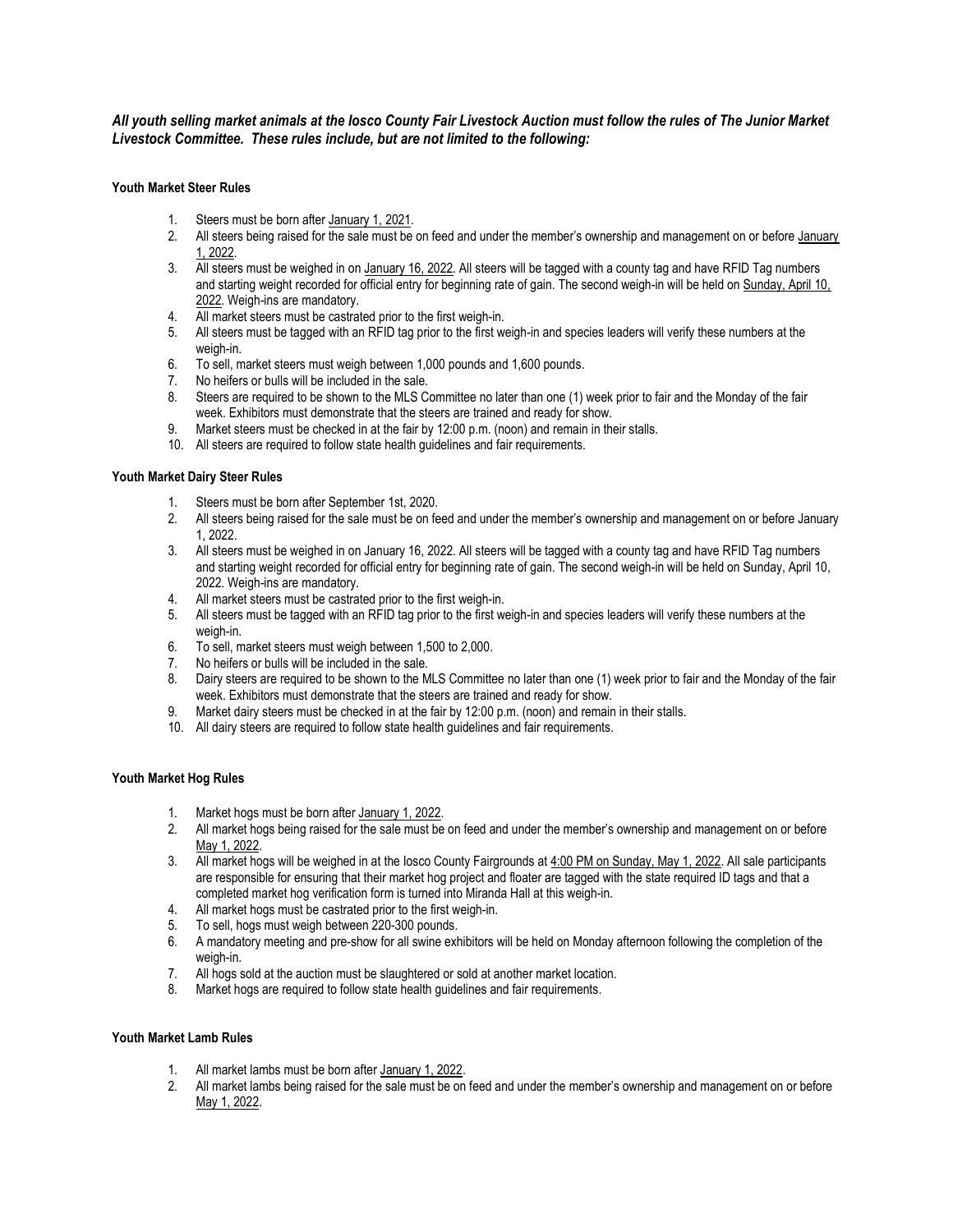***All youth selling market animals at the Iosco County Fair Livestock Auction must follow the rules of The Junior Market Livestock Committee. These rules include, but are not limited to the following:***

**Youth Market Steer Rules**

1. Steers must be born after January 1, 2021.
2. All steers being raised for the sale must be on feed and under the member's ownership and management on or before January 1, 2022.
3. All steers must be weighed in on January 16, 2022. All steers will be tagged with a county tag and have RFID Tag numbers and starting weight recorded for official entry for beginning rate of gain. The second weigh-in will be held on Sunday, April 10, 2022. Weigh-ins are mandatory.
4. All market steers must be castrated prior to the first weigh-in.
5. All steers must be tagged with an RFID tag prior to the first weigh-in and species leaders will verify these numbers at the weigh-in.
6. To sell, market steers must weigh between 1,000 pounds and 1,600 pounds.
7. No heifers or bulls will be included in the sale.
8. Steers are required to be shown to the MLS Committee no later than one (1) week prior to fair and the Monday of the fair week. Exhibitors must demonstrate that the steers are trained and ready for show.
9. Market steers must be checked in at the fair by 12:00 p.m. (noon) and remain in their stalls.
10. All steers are required to follow state health guidelines and fair requirements.

**Youth Market Dairy Steer Rules**

1. Steers must be born after September 1st, 2020.
2. All steers being raised for the sale must be on feed and under the member's ownership and management on or before January 1, 2022.
3. All steers must be weighed in on January 16, 2022. All steers will be tagged with a county tag and have RFID Tag numbers and starting weight recorded for official entry for beginning rate of gain. The second weigh-in will be held on Sunday, April 10, 2022. Weigh-ins are mandatory.
4. All market steers must be castrated prior to the first weigh-in.
5. All steers must be tagged with an RFID tag prior to the first weigh-in and species leaders will verify these numbers at the weigh-in.
6. To sell, market steers must weigh between 1,500 to 2,000.
7. No heifers or bulls will be included in the sale.
8. Dairy steers are required to be shown to the MLS Committee no later than one (1) week prior to fair and the Monday of the fair week. Exhibitors must demonstrate that the steers are trained and ready for show.
9. Market dairy steers must be checked in at the fair by 12:00 p.m. (noon) and remain in their stalls.
10. All dairy steers are required to follow state health guidelines and fair requirements.

**Youth Market Hog Rules**

1. Market hogs must be born after January 1, 2022.
2. All market hogs being raised for the sale must be on feed and under the member's ownership and management on or before May 1, 2022.
3. All market hogs will be weighed in at the Iosco County Fairgrounds at 4:00 PM on Sunday, May 1, 2022. All sale participants are responsible for ensuring that their market hog project and floater are tagged with the state required ID tags and that a completed market hog verification form is turned into Miranda Hall at this weigh-in.
4. All market hogs must be castrated prior to the first weigh-in.
5. To sell, hogs must weigh between 220-300 pounds.
6. A mandatory meeting and pre-show for all swine exhibitors will be held on Monday afternoon following the completion of the weigh-in.
7. All hogs sold at the auction must be slaughtered or sold at another market location.
8. Market hogs are required to follow state health guidelines and fair requirements.

**Youth Market Lamb Rules**

1. All market lambs must be born after January 1, 2022.
2. All market lambs being raised for the sale must be on feed and under the member's ownership and management on or before May 1, 2022.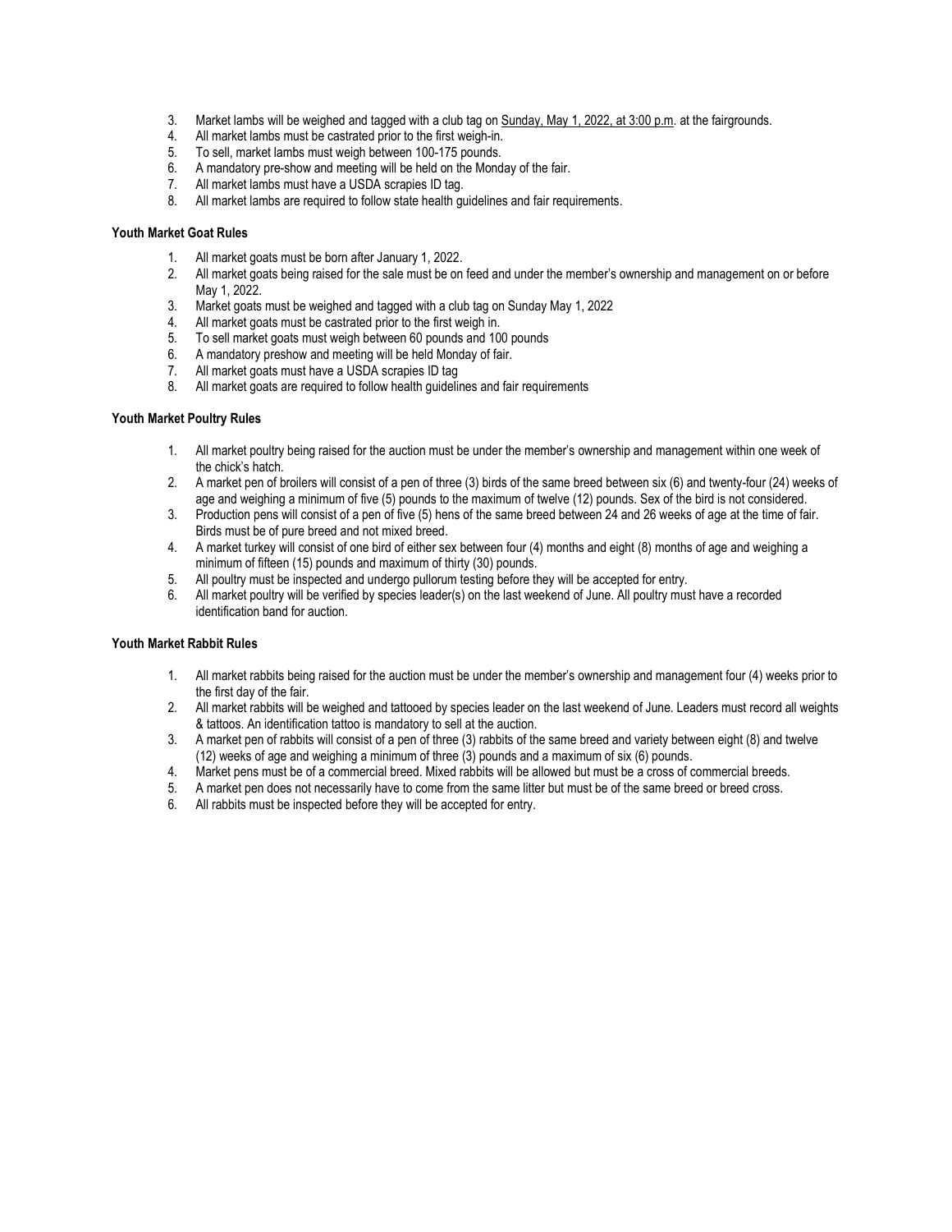3. Market lambs will be weighed and tagged with a club tag on Sunday, May 1, 2022, at 3:00 p.m. at the fairgrounds.
4. All market lambs must be castrated prior to the first weigh-in.
5. To sell, market lambs must weigh between 100-175 pounds.
6. A mandatory pre-show and meeting will be held on the Monday of the fair.
7. All market lambs must have a USDA scrapies ID tag.
8. All market lambs are required to follow state health guidelines and fair requirements.

**Youth Market Goat Rules**

1. All market goats must be born after January 1, 2022.
2. All market goats being raised for the sale must be on feed and under the member's ownership and management on or before May 1, 2022.
3. Market goats must be weighed and tagged with a club tag on Sunday May 1, 2022
4. All market goats must be castrated prior to the first weigh in.
5. To sell market goats must weigh between 60 pounds and 100 pounds
6. A mandatory preshow and meeting will be held Monday of fair.
7. All market goats must have a USDA scrapies ID tag
8. All market goats are required to follow health guidelines and fair requirements

**Youth Market Poultry Rules**

1. All market poultry being raised for the auction must be under the member's ownership and management within one week of the chick's hatch.
2. A market pen of broilers will consist of a pen of three (3) birds of the same breed between six (6) and twenty-four (24) weeks of age and weighing a minimum of five (5) pounds to the maximum of twelve (12) pounds. Sex of the bird is not considered.
3. Production pens will consist of a pen of five (5) hens of the same breed between 24 and 26 weeks of age at the time of fair. Birds must be of pure breed and not mixed breed.
4. A market turkey will consist of one bird of either sex between four (4) months and eight (8) months of age and weighing a minimum of fifteen (15) pounds and maximum of thirty (30) pounds.
5. All poultry must be inspected and undergo pullorum testing before they will be accepted for entry.
6. All market poultry will be verified by species leader(s) on the last weekend of June. All poultry must have a recorded identification band for auction.

**Youth Market Rabbit Rules**

1. All market rabbits being raised for the auction must be under the member's ownership and management four (4) weeks prior to the first day of the fair.
2. All market rabbits will be weighed and tattooed by species leader on the last weekend of June. Leaders must record all weights & tattoos. An identification tattoo is mandatory to sell at the auction.
3. A market pen of rabbits will consist of a pen of three (3) rabbits of the same breed and variety between eight (8) and twelve (12) weeks of age and weighing a minimum of three (3) pounds and a maximum of six (6) pounds.
4. Market pens must be of a commercial breed. Mixed rabbits will be allowed but must be a cross of commercial breeds.
5. A market pen does not necessarily have to come from the same litter but must be of the same breed or breed cross.
6. All rabbits must be inspected before they will be accepted for entry.